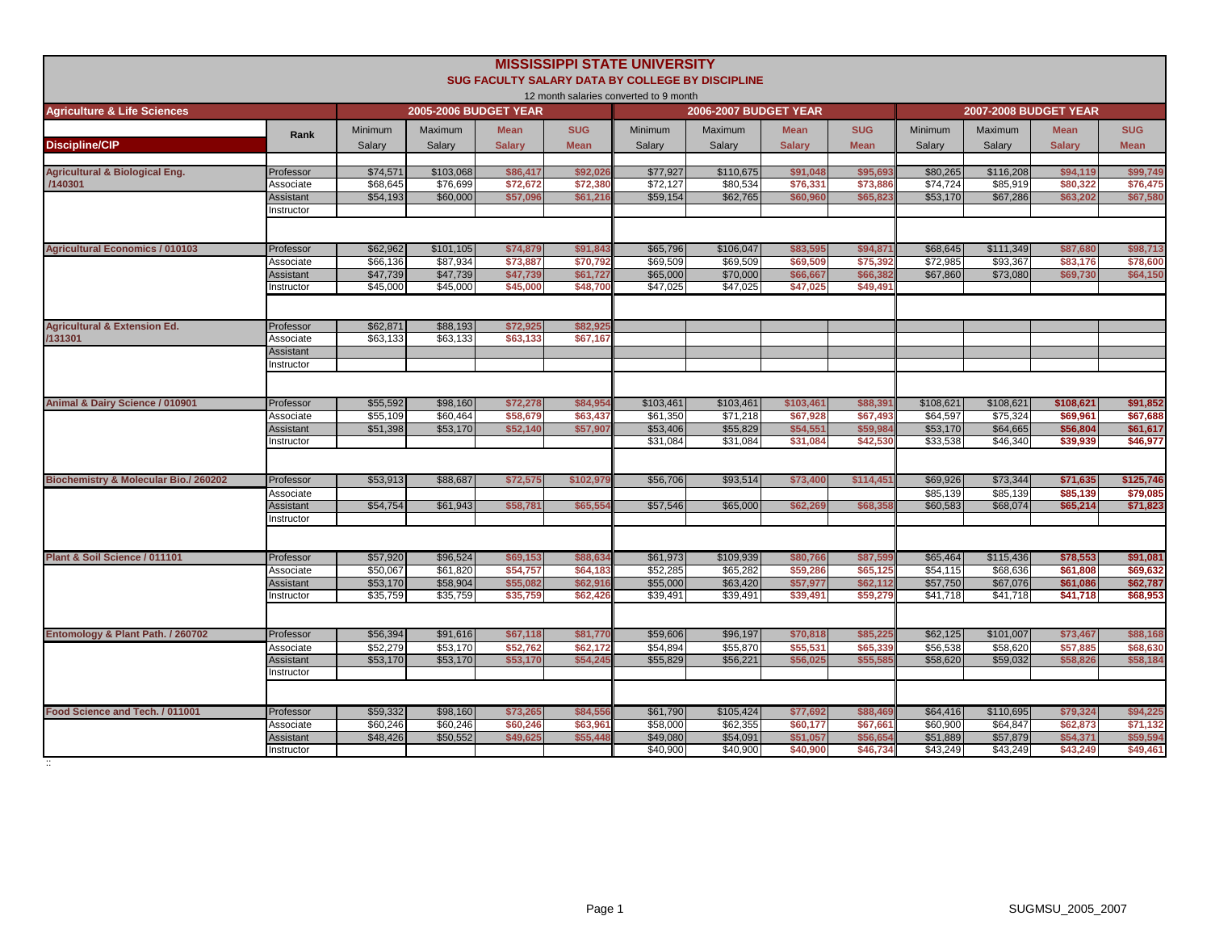# MISSISSIPPI STATE UNIVERSITY

## SUG FACULTY SALARY DATA BY COLLEGE BY DISCIPLINE

12 month salaries converted to 9 month

| Agriculture & Life Sciences | | 2005-2006 BUDGET YEAR | | | | 2006-2007 BUDGET YEAR | | | | 2007-2008 BUDGET YEAR | | | |
|---|---|---|---|---|---|---|---|---|---|---|---|---|---|
| Discipline/CIP | Rank | Minimum Salary | Maximum Salary | Mean Salary | SUG Mean | Minimum Salary | Maximum Salary | Mean Salary | SUG Mean | Minimum Salary | Maximum Salary | Mean Salary | SUG Mean |
| Agricultural & Biological Eng. /140301 | Professor | $74,571 | $103,068 | $86,417 | $92,026 | $77,927 | $110,675 | $91,048 | $95,693 | $80,265 | $116,208 | $94,119 | $99,749 |
| | Associate | $68,645 | $76,699 | $72,672 | $72,380 | $72,127 | $80,534 | $76,331 | $73,886 | $74,724 | $85,919 | $80,322 | $76,475 |
| | Assistant | $54,193 | $60,000 | $57,096 | $61,216 | $59,154 | $62,765 | $60,960 | $65,823 | $53,170 | $67,286 | $63,202 | $67,580 |
| | Instructor | | | | | | | | | | | | |
| Agricultural Economics / 010103 | Professor | $62,962 | $101,105 | $74,879 | $91,843 | $65,796 | $106,047 | $83,595 | $94,871 | $68,645 | $111,349 | $87,680 | $98,713 |
| | Associate | $66,136 | $87,934 | $73,887 | $70,792 | $69,509 | $69,509 | $69,509 | $75,392 | $72,985 | $93,367 | $83,176 | $78,600 |
| | Assistant | $47,739 | $47,739 | $47,739 | $61,727 | $65,000 | $70,000 | $66,667 | $66,382 | $67,860 | $73,080 | $69,730 | $64,150 |
| | Instructor | $45,000 | $45,000 | $45,000 | $48,700 | $47,025 | $47,025 | $47,025 | $49,491 | | | | |
| Agricultural & Extension Ed. /131301 | Professor | $62,871 | $88,193 | $72,925 | $82,925 | | | | | | | | |
| | Associate | $63,133 | $63,133 | $63,133 | $67,167 | | | | | | | | |
| | Assistant | | | | | | | | | | | | |
| | Instructor | | | | | | | | | | | | |
| Animal & Dairy Science / 010901 | Professor | $55,592 | $98,160 | $72,278 | $84,954 | $103,461 | $103,461 | $103,461 | $88,391 | $108,621 | $108,621 | $108,621 | $91,852 |
| | Associate | $55,109 | $60,464 | $58,679 | $63,437 | $61,350 | $71,218 | $67,928 | $67,493 | $64,597 | $75,324 | $69,961 | $67,688 |
| | Assistant | $51,398 | $53,170 | $52,140 | $57,907 | $53,406 | $55,829 | $54,551 | $59,984 | $53,170 | $64,665 | $56,804 | $61,617 |
| | Instructor | | | | | $31,084 | $31,084 | $31,084 | $42,530 | $33,538 | $46,340 | $39,939 | $46,977 |
| Biochemistry & Molecular Bio./ 260202 | Professor | $53,913 | $88,687 | $72,575 | $102,979 | $56,706 | $93,514 | $73,400 | $114,451 | $69,926 | $73,344 | $71,635 | $125,746 |
| | Associate | | | | | | | | | $85,139 | $85,139 | $85,139 | $79,085 |
| | Assistant | $54,754 | $61,943 | $58,781 | $65,554 | $57,546 | $65,000 | $62,269 | $68,358 | $60,583 | $68,074 | $65,214 | $71,823 |
| | Instructor | | | | | | | | | | | | |
| Plant & Soil Science / 011101 | Professor | $57,920 | $96,524 | $69,153 | $88,634 | $61,973 | $109,939 | $80,766 | $87,599 | $65,464 | $115,436 | $78,553 | $91,081 |
| | Associate | $50,067 | $61,820 | $54,757 | $64,183 | $52,285 | $65,282 | $59,286 | $65,125 | $54,115 | $68,636 | $61,808 | $69,632 |
| | Assistant | $53,170 | $58,904 | $55,082 | $62,916 | $55,000 | $63,420 | $57,977 | $62,112 | $57,750 | $67,076 | $61,086 | $62,787 |
| | Instructor | $35,759 | $35,759 | $35,759 | $62,426 | $39,491 | $39,491 | $39,491 | $59,279 | $41,718 | $41,718 | $41,718 | $68,953 |
| Entomology & Plant Path. / 260702 | Professor | $56,394 | $91,616 | $67,118 | $81,770 | $59,606 | $96,197 | $70,818 | $85,225 | $62,125 | $101,007 | $73,467 | $88,168 |
| | Associate | $52,279 | $53,170 | $52,762 | $62,172 | $54,894 | $55,870 | $55,531 | $65,339 | $56,538 | $58,620 | $57,885 | $68,630 |
| | Assistant | $53,170 | $53,170 | $53,170 | $54,245 | $55,829 | $56,221 | $56,025 | $55,585 | $58,620 | $59,032 | $58,826 | $58,184 |
| | Instructor | | | | | | | | | | | | |
| Food Science and Tech. / 011001 | Professor | $59,332 | $98,160 | $73,265 | $84,556 | $61,790 | $105,424 | $77,692 | $88,469 | $64,416 | $110,695 | $79,324 | $94,225 |
| | Associate | $60,246 | $60,246 | $60,246 | $63,961 | $58,000 | $62,355 | $60,177 | $67,661 | $60,900 | $64,847 | $62,873 | $71,132 |
| | Assistant | $48,426 | $50,552 | $49,625 | $55,448 | $49,080 | $54,091 | $51,057 | $56,654 | $51,889 | $57,879 | $54,371 | $59,594 |
| | Instructor | | | | | $40,900 | $40,900 | $40,900 | $46,734 | $43,249 | $43,249 | $43,249 | $49,461 |

SUGMSU_2005_2007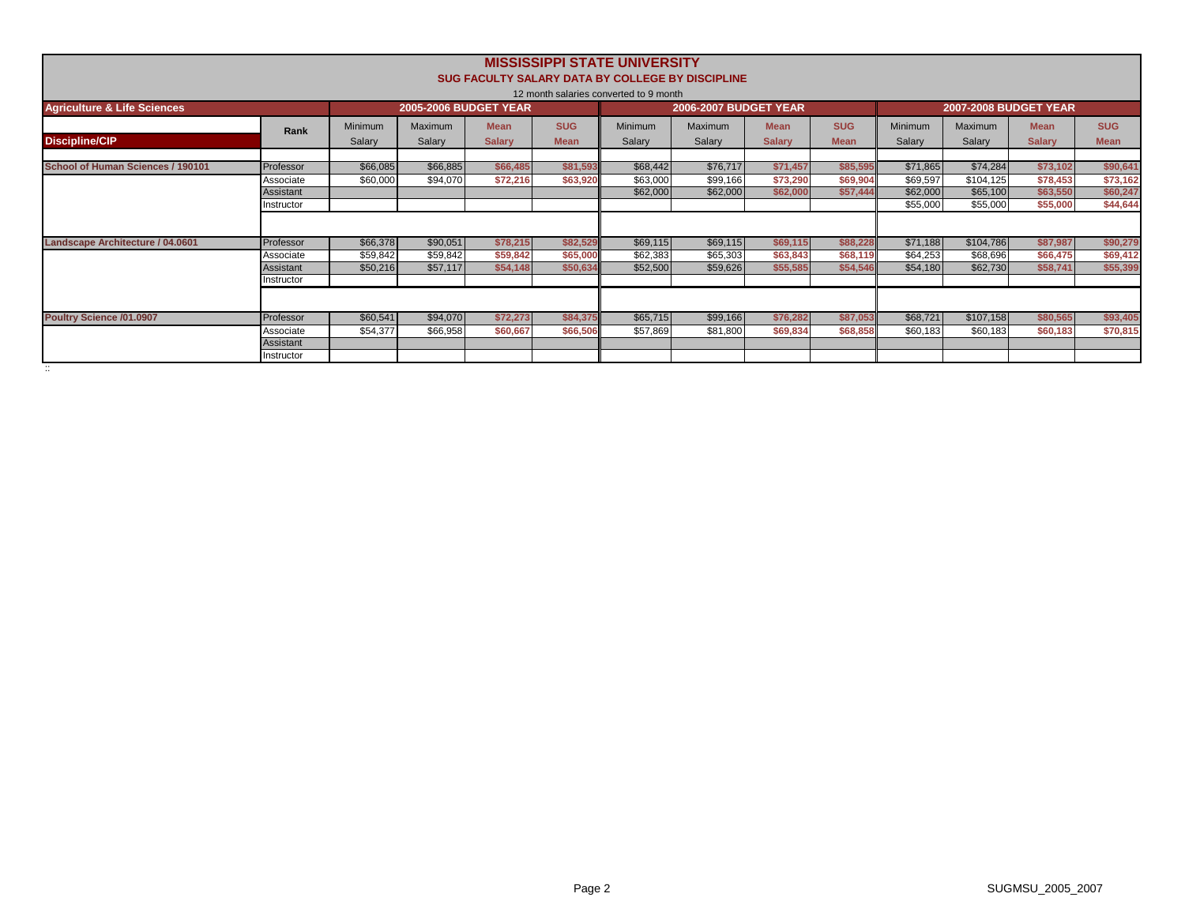# MISSISSIPPI STATE UNIVERSITY

## SUG FACULTY SALARY DATA BY COLLEGE BY DISCIPLINE

12 month salaries converted to 9 month

| Agriculture & Life Sciences | | 2005-2006 BUDGET YEAR | | | | 2006-2007 BUDGET YEAR | | | | 2007-2008 BUDGET YEAR | | | |
|---|---|---|---|---|---|---|---|---|---|---|---|---|---|
| Discipline/CIP | Rank | Minimum Salary | Maximum Salary | Mean Salary | SUG Mean | Minimum Salary | Maximum Salary | Mean Salary | SUG Mean | Minimum Salary | Maximum Salary | Mean Salary | SUG Mean |
| School of Human Sciences / 190101 | Professor | $66,085 | $66,885 | $66,485 | $81,593 | $68,442 | $76,717 | $71,457 | $85,595 | $71,865 | $74,284 | $73,102 | $90,641 |
| | Associate | $60,000 | $94,070 | $72,216 | $63,920 | $63,000 | $99,166 | $73,290 | $69,904 | $69,597 | $104,125 | $78,453 | $73,162 |
| | Assistant | | | | | $62,000 | $62,000 | $62,000 | $57,444 | $62,000 | $65,100 | $63,550 | $60,247 |
| | Instructor | | | | | | | | | $55,000 | $55,000 | $55,000 | $44,644 |
| Landscape Architecture / 04.0601 | Professor | $66,378 | $90,051 | $78,215 | $82,529 | $69,115 | $69,115 | $69,115 | $88,228 | $71,188 | $104,786 | $87,987 | $90,279 |
| | Associate | $59,842 | $59,842 | $59,842 | $65,000 | $62,383 | $65,303 | $63,843 | $68,119 | $64,253 | $68,696 | $66,475 | $69,412 |
| | Assistant | $50,216 | $57,117 | $54,148 | $50,634 | $52,500 | $59,626 | $55,585 | $54,546 | $54,180 | $62,730 | $58,741 | $55,399 |
| | Instructor | | | | | | | | | | | | |
| Poultry Science /01.0907 | Professor | $60,541 | $94,070 | $72,273 | $84,375 | $65,715 | $99,166 | $76,282 | $87,053 | $68,721 | $107,158 | $80,565 | $93,405 |
| | Associate | $54,377 | $66,958 | $60,667 | $66,506 | $57,869 | $81,800 | $69,834 | $68,858 | $60,183 | $60,183 | $60,183 | $70,815 |
| | Assistant | | | | | | | | | | | | |
| | Instructor | | | | | | | | | | | | |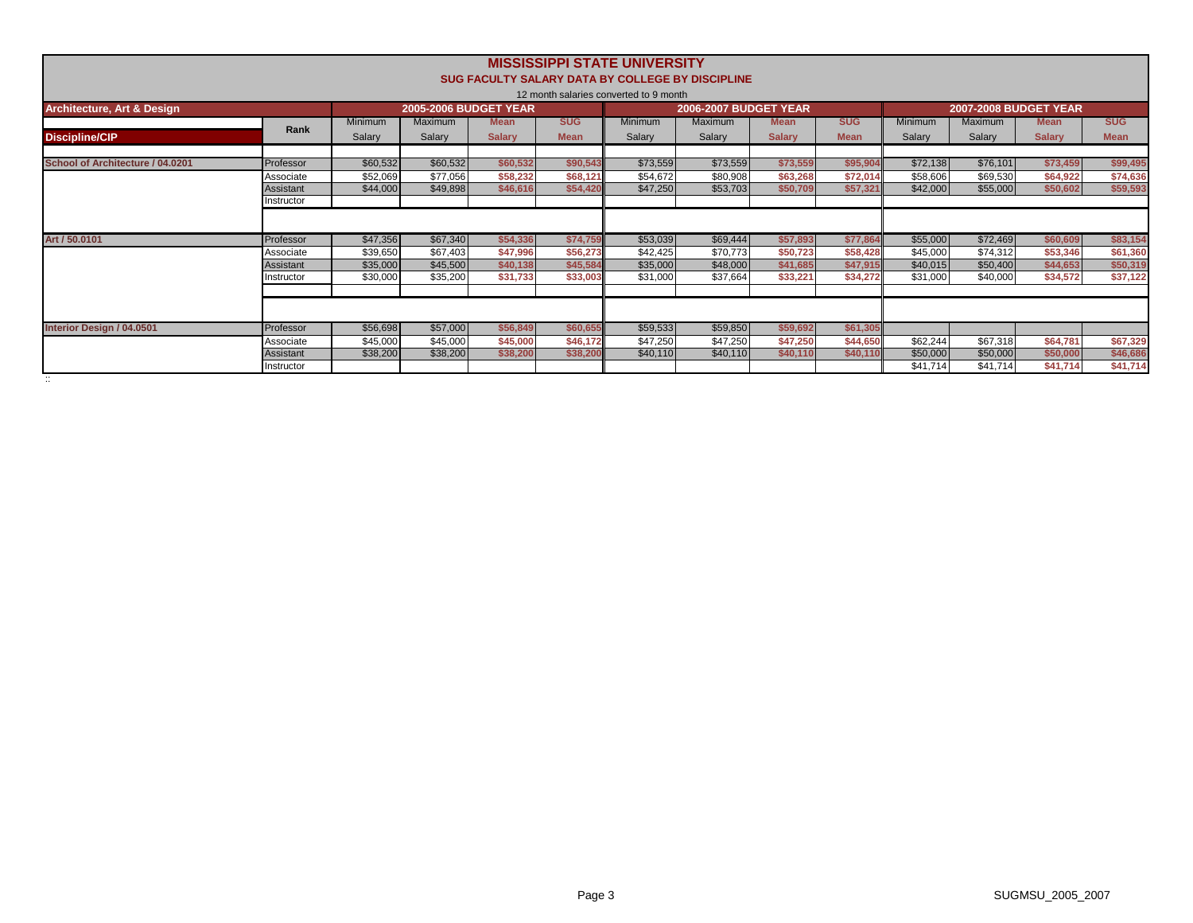# MISSISSIPPI STATE UNIVERSITY

## SUG FACULTY SALARY DATA BY COLLEGE BY DISCIPLINE

12 month salaries converted to 9 month

| Architecture, Art & Design | | 2005-2006 BUDGET YEAR | | | | 2006-2007 BUDGET YEAR | | | | 2007-2008 BUDGET YEAR | | | |
|---|---|---|---|---|---|---|---|---|---|---|---|---|---|
| Discipline/CIP | Rank | Minimum Salary | Maximum Salary | Mean Salary | SUG Mean | Minimum Salary | Maximum Salary | Mean Salary | SUG Mean | Minimum Salary | Maximum Salary | Mean Salary | SUG Mean |
| School of Architecture / 04.0201 | Professor | $60,532 | $60,532 | $60,532 | $90,543 | $73,559 | $73,559 | $73,559 | $95,904 | $72,138 | $76,101 | $73,459 | $99,495 |
| | Associate | $52,069 | $77,056 | $58,232 | $68,121 | $54,672 | $80,908 | $63,268 | $72,014 | $58,606 | $69,530 | $64,922 | $74,636 |
| | Assistant | $44,000 | $49,898 | $46,616 | $54,420 | $47,250 | $53,703 | $50,709 | $57,321 | $42,000 | $55,000 | $50,602 | $59,593 |
| | Instructor | | | | | | | | | | | | |
| Art / 50.0101 | Professor | $47,356 | $67,340 | $54,336 | $74,759 | $53,039 | $69,444 | $57,893 | $77,864 | $55,000 | $72,469 | $60,609 | $83,154 |
| | Associate | $39,650 | $67,403 | $47,996 | $56,273 | $42,425 | $70,773 | $50,723 | $58,428 | $45,000 | $74,312 | $53,346 | $61,360 |
| | Assistant | $35,000 | $45,500 | $40,138 | $45,584 | $35,000 | $48,000 | $41,685 | $47,915 | $40,015 | $50,400 | $44,653 | $50,319 |
| | Instructor | $30,000 | $35,200 | $31,733 | $33,003 | $31,000 | $37,664 | $33,221 | $34,272 | $31,000 | $40,000 | $34,572 | $37,122 |
| Interior Design / 04.0501 | Professor | $56,698 | $57,000 | $56,849 | $60,655 | $59,533 | $59,850 | $59,692 | $61,305 | | | | |
| | Associate | $45,000 | $45,000 | $45,000 | $46,172 | $47,250 | $47,250 | $47,250 | $44,650 | $62,244 | $67,318 | $64,781 | $67,329 |
| | Assistant | $38,200 | $38,200 | $38,200 | $38,200 | $40,110 | $40,110 | $40,110 | $40,110 | $50,000 | $50,000 | $50,000 | $46,686 |
| | Instructor | | | | | | | | | $41,714 | $41,714 | $41,714 | $41,714 |

SUGMSU_2005_2007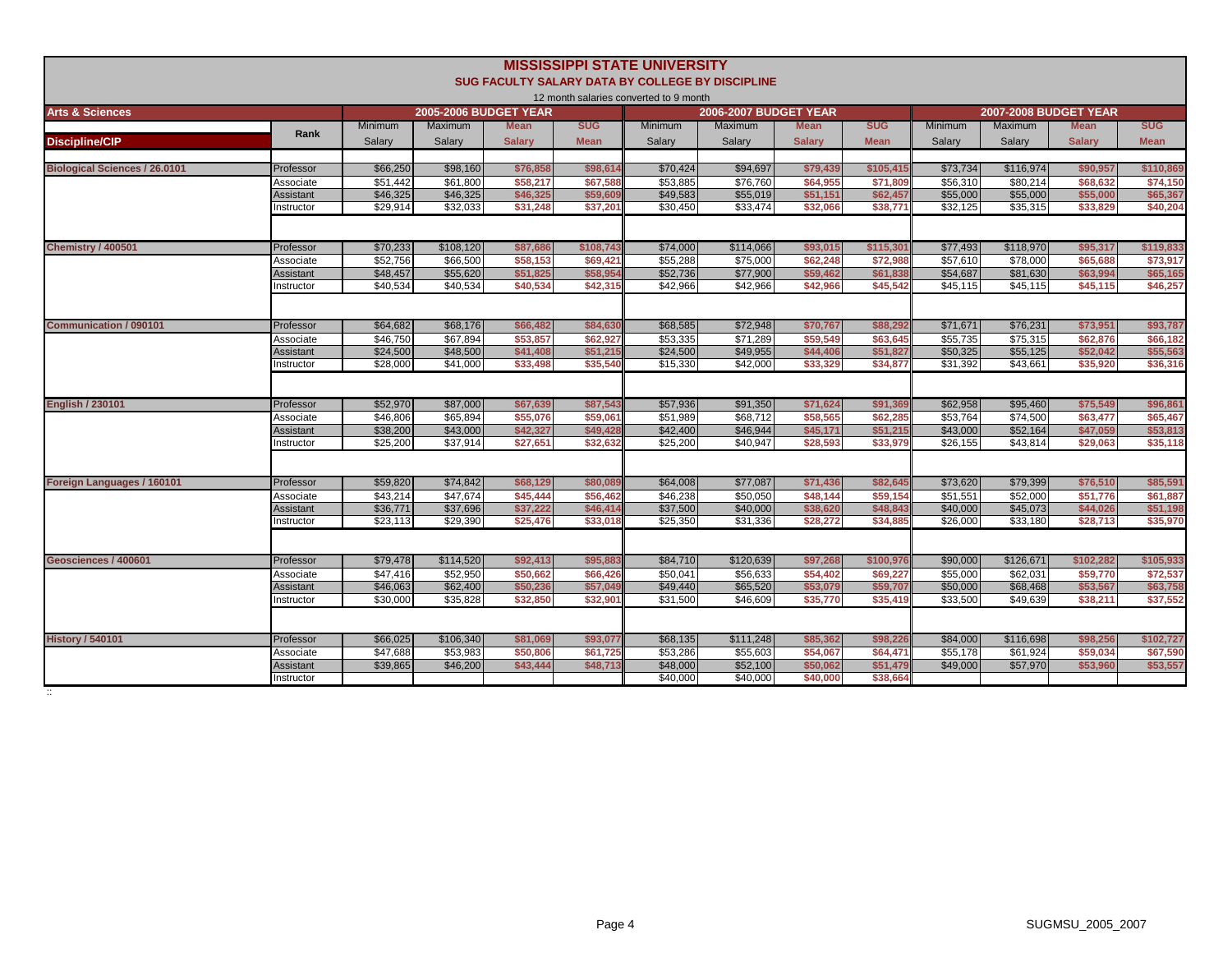# MISSISSIPPI STATE UNIVERSITY

## SUG FACULTY SALARY DATA BY COLLEGE BY DISCIPLINE

12 month salaries converted to 9 month

| Arts & Sciences | | 2005-2006 BUDGET YEAR | | | | 2006-2007 BUDGET YEAR | | | | 2007-2008 BUDGET YEAR | | | |
|---|---|---|---|---|---|---|---|---|---|---|---|---|---|
| Discipline/CIP | Rank | Minimum Salary | Maximum Salary | Mean Salary | SUG Mean | Minimum Salary | Maximum Salary | Mean Salary | SUG Mean | Minimum Salary | Maximum Salary | Mean Salary | SUG Mean |
| Biological Sciences / 26.0101 | Professor | $66,250 | $98,160 | $76,858 | $98,614 | $70,424 | $94,697 | $79,439 | $105,415 | $73,734 | $116,974 | $90,957 | $110,869 |
| | Associate | $51,442 | $61,800 | $58,217 | $67,588 | $53,885 | $76,760 | $64,955 | $71,809 | $56,310 | $80,214 | $68,632 | $74,150 |
| | Assistant | $46,325 | $46,325 | $46,325 | $59,609 | $49,583 | $55,019 | $51,151 | $62,457 | $55,000 | $55,000 | $55,000 | $65,367 |
| | Instructor | $29,914 | $32,033 | $31,248 | $37,201 | $30,450 | $33,474 | $32,066 | $38,771 | $32,125 | $35,315 | $33,829 | $40,204 |
| Chemistry / 400501 | Professor | $70,233 | $108,120 | $87,686 | $108,743 | $74,000 | $114,066 | $93,015 | $115,301 | $77,493 | $118,970 | $95,317 | $119,833 |
| | Associate | $52,756 | $66,500 | $58,153 | $69,421 | $55,288 | $75,000 | $62,248 | $72,988 | $57,610 | $78,000 | $65,688 | $73,917 |
| | Assistant | $48,457 | $55,620 | $51,825 | $58,954 | $52,736 | $77,900 | $59,462 | $61,838 | $54,687 | $81,630 | $63,994 | $65,165 |
| | Instructor | $40,534 | $40,534 | $40,534 | $42,315 | $42,966 | $42,966 | $42,966 | $45,542 | $45,115 | $45,115 | $45,115 | $46,257 |
| Communication / 090101 | Professor | $64,682 | $68,176 | $66,482 | $84,630 | $68,585 | $72,948 | $70,767 | $88,292 | $71,671 | $76,231 | $73,951 | $93,787 |
| | Associate | $46,750 | $67,894 | $53,857 | $62,927 | $53,335 | $71,289 | $59,549 | $63,645 | $55,735 | $75,315 | $62,876 | $66,182 |
| | Assistant | $24,500 | $48,500 | $41,408 | $51,215 | $24,500 | $49,955 | $44,406 | $51,827 | $50,325 | $55,125 | $52,042 | $55,563 |
| | Instructor | $28,000 | $41,000 | $33,498 | $35,540 | $15,330 | $42,000 | $33,329 | $34,877 | $31,392 | $43,661 | $35,920 | $36,316 |
| English / 230101 | Professor | $52,970 | $87,000 | $67,639 | $87,543 | $57,936 | $91,350 | $71,624 | $91,369 | $62,958 | $95,460 | $75,549 | $96,861 |
| | Associate | $46,806 | $65,894 | $55,076 | $59,061 | $51,989 | $68,712 | $58,565 | $62,285 | $53,764 | $74,500 | $63,477 | $65,467 |
| | Assistant | $38,200 | $43,000 | $42,327 | $49,428 | $42,400 | $46,944 | $45,171 | $51,215 | $43,000 | $52,164 | $47,059 | $53,813 |
| | Instructor | $25,200 | $37,914 | $27,651 | $32,632 | $25,200 | $40,947 | $28,593 | $33,979 | $26,155 | $43,814 | $29,063 | $35,118 |
| Foreign Languages / 160101 | Professor | $59,820 | $74,842 | $68,129 | $80,089 | $64,008 | $77,087 | $71,436 | $82,645 | $73,620 | $79,399 | $76,510 | $85,591 |
| | Associate | $43,214 | $47,674 | $45,444 | $56,462 | $46,238 | $50,050 | $48,144 | $59,154 | $51,551 | $52,000 | $51,776 | $61,887 |
| | Assistant | $36,771 | $37,696 | $37,222 | $46,414 | $37,500 | $40,000 | $38,620 | $48,843 | $40,000 | $45,073 | $44,026 | $51,198 |
| | Instructor | $23,113 | $29,390 | $25,476 | $33,018 | $25,350 | $31,336 | $28,272 | $34,885 | $26,000 | $33,180 | $28,713 | $35,970 |
| Geosciences / 400601 | Professor | $79,478 | $114,520 | $92,413 | $95,883 | $84,710 | $120,639 | $97,268 | $100,976 | $90,000 | $126,671 | $102,282 | $105,933 |
| | Associate | $47,416 | $52,950 | $50,662 | $66,426 | $50,041 | $56,633 | $54,402 | $69,227 | $55,000 | $62,031 | $59,770 | $72,537 |
| | Assistant | $46,063 | $62,400 | $50,236 | $57,049 | $49,440 | $65,520 | $53,079 | $59,707 | $50,000 | $68,468 | $53,567 | $63,758 |
| | Instructor | $30,000 | $35,828 | $32,850 | $32,901 | $31,500 | $46,609 | $35,770 | $35,419 | $33,500 | $49,639 | $38,211 | $37,552 |
| History / 540101 | Professor | $66,025 | $106,340 | $81,069 | $93,077 | $68,135 | $111,248 | $85,362 | $98,226 | $84,000 | $116,698 | $98,256 | $102,727 |
| | Associate | $47,688 | $53,983 | $50,806 | $61,725 | $53,286 | $55,603 | $54,067 | $64,471 | $55,178 | $61,924 | $59,034 | $67,590 |
| | Assistant | $39,865 | $46,200 | $43,444 | $48,713 | $48,000 | $52,100 | $50,062 | $51,479 | $49,000 | $57,970 | $53,960 | $53,557 |
| | Instructor | | | | | $40,000 | $40,000 | $40,000 | $38,664 | | | | |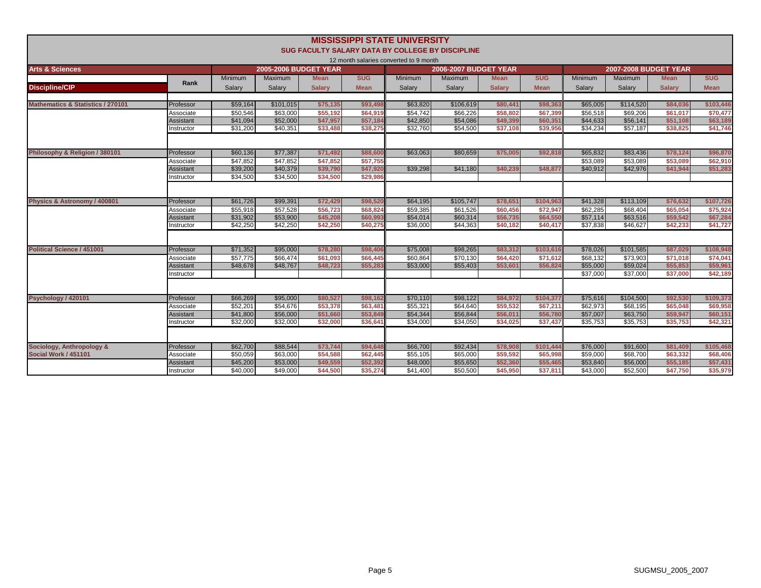# MISSISSIPPI STATE UNIVERSITY

## SUG FACULTY SALARY DATA BY COLLEGE BY DISCIPLINE

12 month salaries converted to 9 month

| Arts & Sciences | | 2005-2006 BUDGET YEAR | | | | 2006-2007 BUDGET YEAR | | | | 2007-2008 BUDGET YEAR | | | |
|---|---|---|---|---|---|---|---|---|---|---|---|---|---|
| Discipline/CIP | Rank | Minimum Salary | Maximum Salary | Mean Salary | SUG Mean | Minimum Salary | Maximum Salary | Mean Salary | SUG Mean | Minimum Salary | Maximum Salary | Mean Salary | SUG Mean |
| Mathematics & Statistics / 270101 | Professor | $59,164 | $101,015 | $75,135 | $93,498 | $63,820 | $106,619 | $80,441 | $98,363 | $65,005 | $114,520 | $84,036 | $103,446 |
| | Associate | $50,546 | $63,000 | $55,192 | $64,919 | $54,742 | $66,226 | $58,802 | $67,399 | $56,518 | $69,206 | $61,017 | $70,477 |
| | Assistant | $41,094 | $52,000 | $47,957 | $57,184 | $42,850 | $54,086 | $49,399 | $60,351 | $44,633 | $56,141 | $51,108 | $63,189 |
| | Instructor | $31,200 | $40,351 | $33,488 | $38,275 | $32,760 | $54,500 | $37,108 | $39,956 | $34,234 | $57,187 | $38,825 | $41,746 |
| Philosophy & Religion / 380101 | Professor | $60,136 | $77,387 | $71,492 | $88,600 | $63,063 | $80,659 | $75,005 | $92,818 | $65,832 | $83,436 | $78,124 | $96,870 |
| | Associate | $47,852 | $47,852 | $47,852 | $57,755 | | | | | $53,089 | $53,089 | $53,089 | $62,910 |
| | Assistant | $39,200 | $40,379 | $39,790 | $47,920 | $39,298 | $41,180 | $40,239 | $48,877 | $40,912 | $42,976 | $41,944 | $51,283 |
| | Instructor | $34,500 | $34,500 | $34,500 | $29,986 | | | | | | | | |
| Physics & Astronomy / 400801 | Professor | $61,726 | $99,391 | $72,429 | $98,520 | $64,195 | $105,747 | $78,651 | $104,963 | $41,328 | $113,109 | $76,632 | $107,726 |
| | Associate | $55,918 | $57,528 | $56,723 | $68,824 | $59,385 | $61,526 | $60,456 | $72,947 | $62,285 | $68,404 | $65,054 | $75,924 |
| | Assistant | $31,902 | $53,900 | $45,208 | $60,993 | $54,014 | $60,314 | $56,735 | $64,550 | $57,114 | $63,516 | $59,542 | $67,284 |
| | Instructor | $42,250 | $42,250 | $42,250 | $40,275 | $36,000 | $44,363 | $40,182 | $40,417 | $37,838 | $46,627 | $42,233 | $41,727 |
| Political Science / 451001 | Professor | $71,352 | $95,000 | $78,280 | $98,406 | $75,008 | $98,265 | $83,312 | $103,616 | $78,026 | $101,585 | $87,029 | $108,948 |
| | Associate | $57,775 | $66,474 | $61,093 | $66,445 | $60,864 | $70,130 | $64,420 | $71,612 | $68,132 | $73,903 | $71,018 | $74,041 |
| | Assistant | $48,678 | $48,767 | $48,723 | $55,283 | $53,000 | $55,403 | $53,601 | $56,824 | $55,000 | $59,024 | $55,853 | $59,961 |
| | Instructor | | | | | | | | | $37,000 | $37,000 | $37,000 | $42,189 |
| Psychology / 420101 | Professor | $66,269 | $95,000 | $80,527 | $98,162 | $70,110 | $98,122 | $84,972 | $104,377 | $75,616 | $104,500 | $92,530 | $109,373 |
| | Associate | $52,201 | $54,676 | $53,378 | $63,481 | $55,321 | $64,640 | $59,532 | $67,211 | $62,973 | $68,195 | $65,048 | $69,958 |
| | Assistant | $41,800 | $56,000 | $51,660 | $53,849 | $54,344 | $56,844 | $56,011 | $56,780 | $57,007 | $63,750 | $59,947 | $60,151 |
| | Instructor | $32,000 | $32,000 | $32,000 | $36,641 | $34,000 | $34,050 | $34,025 | $37,437 | $35,753 | $35,753 | $35,753 | $42,321 |
| Sociology, Anthropology & Social Work / 451101 | Professor | $62,700 | $88,544 | $73,744 | $94,648 | $66,700 | $92,434 | $78,908 | $101,444 | $76,000 | $91,600 | $81,409 | $105,468 |
| | Associate | $50,059 | $63,000 | $54,588 | $62,445 | $55,105 | $65,000 | $59,592 | $65,998 | $59,000 | $68,700 | $63,332 | $68,406 |
| | Assistant | $45,200 | $53,000 | $49,559 | $52,392 | $48,000 | $55,650 | $52,360 | $55,465 | $53,840 | $56,000 | $55,185 | $57,431 |
| | Instructor | $40,000 | $49,000 | $44,500 | $35,274 | $41,400 | $50,500 | $45,950 | $37,811 | $43,000 | $52,500 | $47,750 | $35,979 |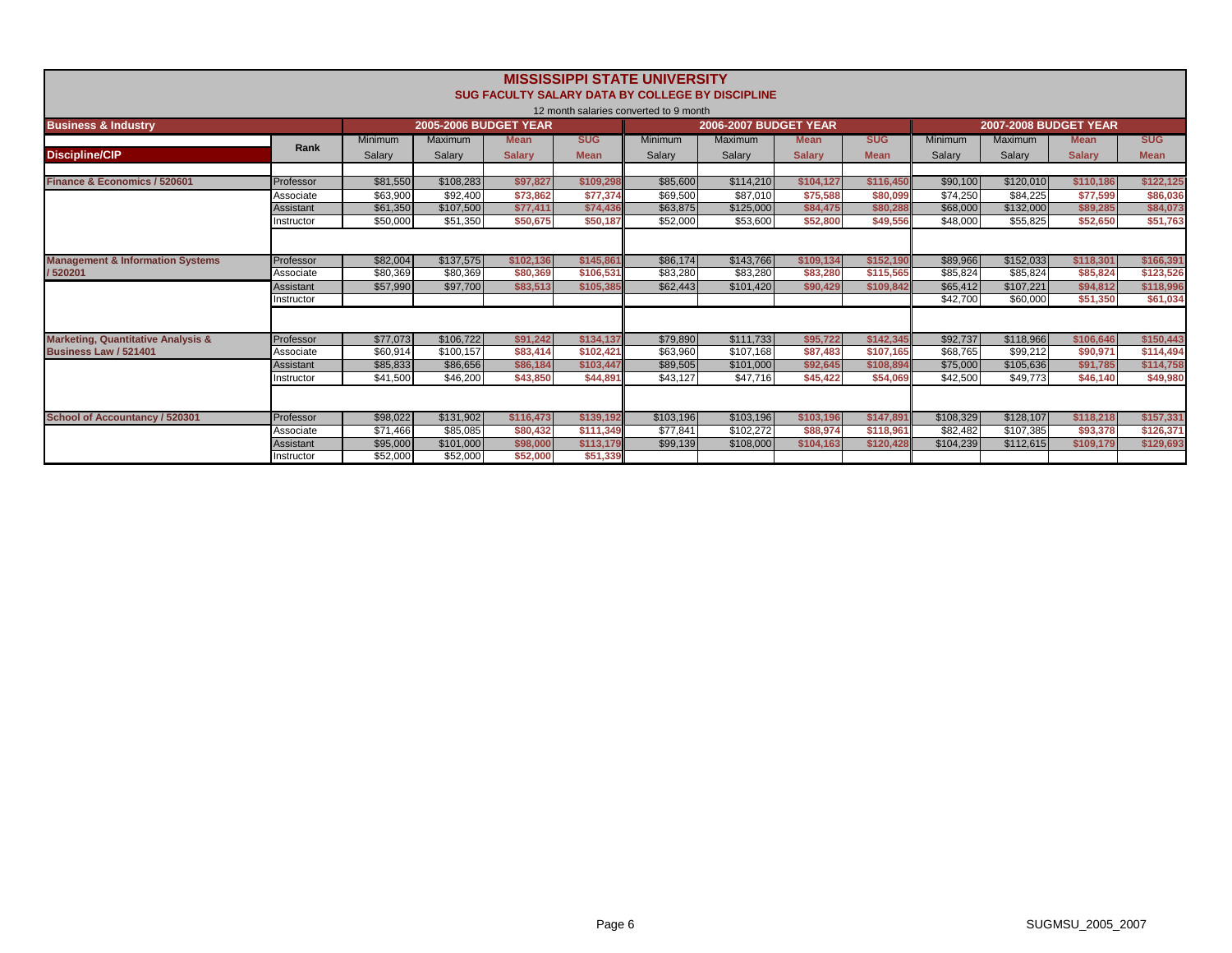# MISSISSIPPI STATE UNIVERSITY

## SUG FACULTY SALARY DATA BY COLLEGE BY DISCIPLINE

12 month salaries converted to 9 month

| Business & Industry | | 2005-2006 BUDGET YEAR | | | | 2006-2007 BUDGET YEAR | | | | 2007-2008 BUDGET YEAR | | | |
|---|---|---|---|---|---|---|---|---|---|---|---|---|---|
| Discipline/CIP | Rank | Minimum Salary | Maximum Salary | Mean Salary | SUG Mean | Minimum Salary | Maximum Salary | Mean Salary | SUG Mean | Minimum Salary | Maximum Salary | Mean Salary | SUG Mean |
| Finance & Economics / 520601 | Professor | $81,550 | $108,283 | $97,827 | $109,298 | $85,600 | $114,210 | $104,127 | $116,450 | $90,100 | $120,010 | $110,186 | $122,125 |
| | Associate | $63,900 | $92,400 | $73,862 | $77,374 | $69,500 | $87,010 | $75,588 | $80,099 | $74,250 | $84,225 | $77,599 | $86,036 |
| | Assistant | $61,350 | $107,500 | $77,411 | $74,436 | $63,875 | $125,000 | $84,475 | $80,288 | $68,000 | $132,000 | $89,285 | $84,073 |
| | Instructor | $50,000 | $51,350 | $50,675 | $50,187 | $52,000 | $53,600 | $52,800 | $49,556 | $48,000 | $55,825 | $52,650 | $51,763 |
| Management & Information Systems / 520201 | Professor | $82,004 | $137,575 | $102,136 | $145,861 | $86,174 | $143,766 | $109,134 | $152,190 | $89,966 | $152,033 | $118,301 | $166,391 |
| | Associate | $80,369 | $80,369 | $80,369 | $106,531 | $83,280 | $83,280 | $83,280 | $115,565 | $85,824 | $85,824 | $85,824 | $123,526 |
| | Assistant | $57,990 | $97,700 | $83,513 | $105,385 | $62,443 | $101,420 | $90,429 | $109,842 | $65,412 | $107,221 | $94,812 | $118,996 |
| | Instructor | | | | | | | | | $42,700 | $60,000 | $51,350 | $61,034 |
| Marketing, Quantitative Analysis & Business Law / 521401 | Professor | $77,073 | $106,722 | $91,242 | $134,137 | $79,890 | $111,733 | $95,722 | $142,345 | $92,737 | $118,966 | $106,646 | $150,443 |
| | Associate | $60,914 | $100,157 | $83,414 | $102,421 | $63,960 | $107,168 | $87,483 | $107,165 | $68,765 | $99,212 | $90,971 | $114,494 |
| | Assistant | $85,833 | $86,656 | $86,184 | $103,447 | $89,505 | $101,000 | $92,645 | $108,894 | $75,000 | $105,636 | $91,785 | $114,758 |
| | Instructor | $41,500 | $46,200 | $43,850 | $44,891 | $43,127 | $47,716 | $45,422 | $54,069 | $42,500 | $49,773 | $46,140 | $49,980 |
| School of Accountancy / 520301 | Professor | $98,022 | $131,902 | $116,473 | $139,192 | $103,196 | $103,196 | $103,196 | $147,891 | $108,329 | $128,107 | $118,218 | $157,331 |
| | Associate | $71,466 | $85,085 | $80,432 | $111,349 | $77,841 | $102,272 | $88,974 | $118,961 | $82,482 | $107,385 | $93,378 | $126,371 |
| | Assistant | $95,000 | $101,000 | $98,000 | $113,179 | $99,139 | $108,000 | $104,163 | $120,428 | $104,239 | $112,615 | $109,179 | $129,693 |
| | Instructor | $52,000 | $52,000 | $52,000 | $51,339 | | | | | | | | |

SUGMSU_2005_2007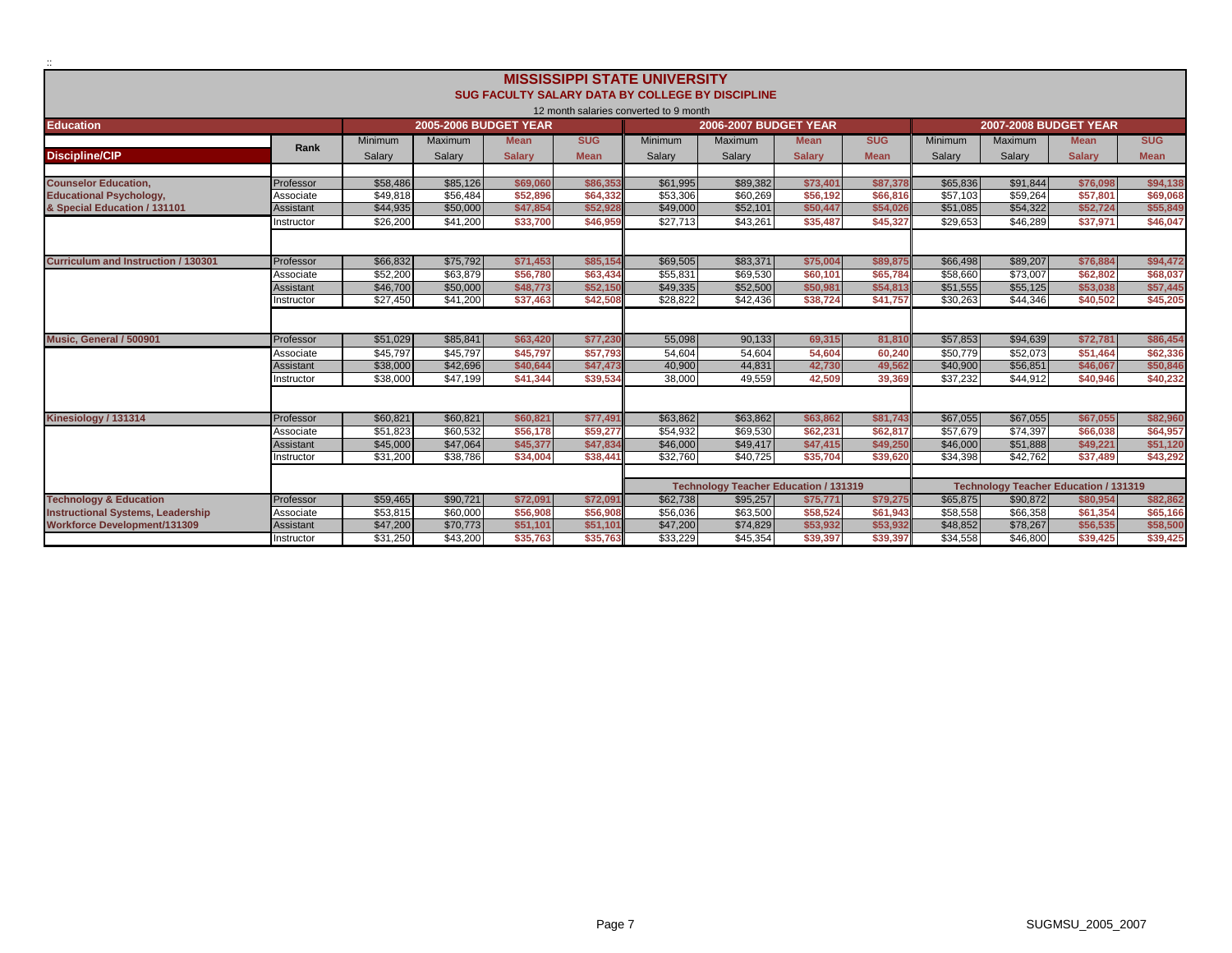# MISSISSIPPI STATE UNIVERSITY

## SUG FACULTY SALARY DATA BY COLLEGE BY DISCIPLINE

12 month salaries converted to 9 month

| Education | | 2005-2006 BUDGET YEAR | | | | 2006-2007 BUDGET YEAR | | | | 2007-2008 BUDGET YEAR | | | |
|---|---|---|---|---|---|---|---|---|---|---|---|---|---|
| Discipline/CIP | Rank | Minimum Salary | Maximum Salary | Mean Salary | SUG Mean | Minimum Salary | Maximum Salary | Mean Salary | SUG Mean | Minimum Salary | Maximum Salary | Mean Salary | SUG Mean |
| Counselor Education, | Professor | $58,486 | $85,126 | $69,060 | $86,353 | $61,995 | $89,382 | $73,401 | $87,378 | $65,836 | $91,844 | $76,098 | $94,138 |
| Educational Psychology, | Associate | $49,818 | $56,484 | $52,896 | $64,332 | $53,306 | $60,269 | $56,192 | $66,816 | $57,103 | $59,264 | $57,801 | $69,068 |
| & Special Education / 131101 | Assistant | $44,935 | $50,000 | $47,854 | $52,928 | $49,000 | $52,101 | $50,447 | $54,026 | $51,085 | $54,322 | $52,724 | $55,849 |
| | Instructor | $26,200 | $41,200 | $33,700 | $46,959 | $27,713 | $43,261 | $35,487 | $45,327 | $29,653 | $46,289 | $37,971 | $46,047 |
| Curriculum and Instruction / 130301 | Professor | $66,832 | $75,792 | $71,453 | $85,154 | $69,505 | $83,371 | $75,004 | $89,875 | $66,498 | $89,207 | $76,884 | $94,472 |
| | Associate | $52,200 | $63,879 | $56,780 | $63,434 | $55,831 | $69,530 | $60,101 | $65,784 | $58,660 | $73,007 | $62,802 | $68,037 |
| | Assistant | $46,700 | $50,000 | $48,773 | $52,150 | $49,335 | $52,500 | $50,981 | $54,813 | $51,555 | $55,125 | $53,038 | $57,445 |
| | Instructor | $27,450 | $41,200 | $37,463 | $42,508 | $28,822 | $42,436 | $38,724 | $41,757 | $30,263 | $44,346 | $40,502 | $45,205 |
| Music, General / 500901 | Professor | $51,029 | $85,841 | $63,420 | $77,230 | 55,098 | 90,133 | 69,315 | 81,810 | $57,853 | $94,639 | $72,781 | $86,454 |
| | Associate | $45,797 | $45,797 | $45,797 | $57,793 | 54,604 | 54,604 | 54,604 | 60,240 | $50,779 | $52,073 | $51,464 | $62,336 |
| | Assistant | $38,000 | $42,696 | $40,644 | $47,473 | 40,900 | 44,831 | 42,730 | 49,562 | $40,900 | $56,851 | $46,067 | $50,846 |
| | Instructor | $38,000 | $47,199 | $41,344 | $39,534 | 38,000 | 49,559 | 42,509 | 39,369 | $37,232 | $44,912 | $40,946 | $40,232 |
| Kinesiology / 131314 | Professor | $60,821 | $60,821 | $60,821 | $77,491 | $63,862 | $63,862 | $63,862 | $81,743 | $67,055 | $67,055 | $67,055 | $82,960 |
| | Associate | $51,823 | $60,532 | $56,178 | $59,277 | $54,932 | $69,530 | $62,231 | $62,817 | $57,679 | $74,397 | $66,038 | $64,957 |
| | Assistant | $45,000 | $47,064 | $45,377 | $47,834 | $46,000 | $49,417 | $47,415 | $49,250 | $46,000 | $51,888 | $49,221 | $51,120 |
| | Instructor | $31,200 | $38,786 | $34,004 | $38,441 | $32,760 | $40,725 | $35,704 | $39,620 | $34,398 | $42,762 | $37,489 | $43,292 |
| | | | | | | Technology Teacher Education / 131319 | | | | Technology Teacher Education / 131319 | | | |
| Technology & Education | Professor | $59,465 | $90,721 | $72,091 | $72,091 | $62,738 | $95,257 | $75,771 | $79,275 | $65,875 | $90,872 | $80,954 | $82,862 |
| Instructional Systems, Leadership | Associate | $53,815 | $60,000 | $56,908 | $56,908 | $56,036 | $63,500 | $58,524 | $61,943 | $58,558 | $66,358 | $61,354 | $65,166 |
| Workforce Development/131309 | Assistant | $47,200 | $70,773 | $51,101 | $51,101 | $47,200 | $74,829 | $53,932 | $53,932 | $48,852 | $78,267 | $56,535 | $58,500 |
| | Instructor | $31,250 | $43,200 | $35,763 | $35,763 | $33,229 | $45,354 | $39,397 | $39,397 | $34,558 | $46,800 | $39,425 | $39,425 |

SUGMSU_2005_2007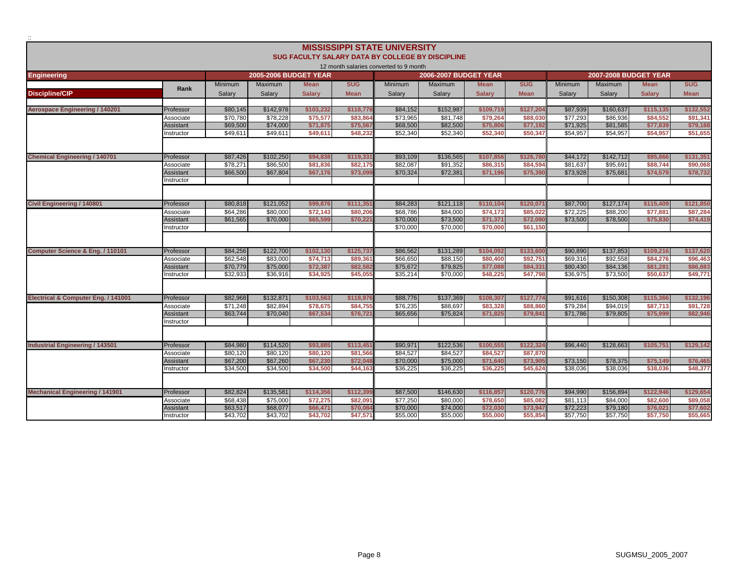# MISSISSIPPI STATE UNIVERSITY

## SUG FACULTY SALARY DATA BY COLLEGE BY DISCIPLINE

12 month salaries converted to 9 month

| Engineering | | 2005-2006 BUDGET YEAR | | | | 2006-2007 BUDGET YEAR | | | | 2007-2008 BUDGET YEAR | | | |
|---|---|---|---|---|---|---|---|---|---|---|---|---|---|
| Discipline/CIP | Rank | Minimum Salary | Maximum Salary | Mean Salary | SUG Mean | Minimum Salary | Maximum Salary | Mean Salary | SUG Mean | Minimum Salary | Maximum Salary | Mean Salary | SUG Mean |
| Aerospace Engineering / 140201 | Professor | $80,145 | $142,978 | $103,232 | $118,778 | $84,152 | $152,987 | $109,719 | $127,204 | $87,939 | $160,637 | $115,135 | $132,552 |
| | Associate | $70,780 | $78,228 | $75,577 | $83,864 | $73,965 | $81,748 | $79,264 | $88,030 | $77,293 | $86,936 | $84,552 | $91,341 |
| | Assistant | $69,500 | $74,000 | $71,875 | $75,567 | $68,500 | $82,500 | $75,806 | $77,192 | $71,925 | $81,585 | $77,839 | $79,188 |
| | Instructor | $49,611 | $49,611 | $49,611 | $48,232 | $52,340 | $52,340 | $52,340 | $50,347 | $54,957 | $54,957 | $54,957 | $51,655 |
| Chemical Engineering / 140701 | Professor | $87,426 | $102,250 | $94,838 | $119,331 | $93,109 | $136,565 | $107,856 | $126,780 | $44,172 | $142,712 | $95,866 | $131,351 |
| | Associate | $78,271 | $86,500 | $81,836 | $82,175 | $82,087 | $91,352 | $86,315 | $84,594 | $81,637 | $95,691 | $88,744 | $90,068 |
| | Assistant | $66,500 | $67,804 | $67,176 | $73,099 | $70,324 | $72,381 | $71,196 | $75,390 | $73,928 | $75,681 | $74,579 | $78,732 |
| | Instructor | | | | | | | | | | | | |
| Civil Engineering / 140801 | Professor | $80,818 | $121,052 | $99,876 | $111,351 | $84,283 | $121,118 | $110,104 | $120,071 | $87,700 | $127,174 | $115,409 | $121,850 |
| | Associate | $64,286 | $80,000 | $72,143 | $80,206 | $68,786 | $84,000 | $74,173 | $85,022 | $72,225 | $88,200 | $77,881 | $87,284 |
| | Assistant | $61,565 | $70,000 | $65,599 | $70,221 | $70,000 | $73,500 | $71,371 | $72,090 | $73,500 | $78,500 | $75,830 | $74,419 |
| | Instructor | | | | | $70,000 | $70,000 | $70,000 | $61,150 | | | | |
| Computer Science & Eng. / 110101 | Professor | $84,256 | $122,700 | $102,130 | $125,737 | $86,562 | $131,289 | $104,092 | $133,600 | $90,890 | $137,853 | $109,216 | $137,620 |
| | Associate | $62,548 | $83,000 | $74,713 | $89,361 | $66,650 | $88,150 | $80,400 | $92,751 | $69,316 | $92,558 | $84,276 | $96,463 |
| | Assistant | $70,779 | $75,000 | $72,387 | $82,582 | $75,672 | $79,825 | $77,088 | $84,331 | $80,430 | $84,136 | $81,281 | $86,883 |
| | Instructor | $32,933 | $36,916 | $34,925 | $45,055 | $35,214 | $70,000 | $48,225 | $47,798 | $36,975 | $73,500 | $50,637 | $49,771 |
| Electrical & Computer Eng. / 141001 | Professor | $82,968 | $132,871 | $103,563 | $118,976 | $88,776 | $137,369 | $108,307 | $127,774 | $91,616 | $150,308 | $115,366 | $132,196 |
| | Associate | $71,248 | $82,894 | $78,675 | $84,755 | $76,235 | $88,697 | $83,328 | $88,860 | $79,284 | $94,019 | $87,713 | $91,728 |
| | Assistant | $63,744 | $70,040 | $67,534 | $76,721 | $65,656 | $75,824 | $71,825 | $79,841 | $71,786 | $79,805 | $75,999 | $82,946 |
| | Instructor | | | | | | | | | | | | |
| Industrial Engineering / 143501 | Professor | $84,980 | $114,520 | $93,885 | $113,451 | $90,971 | $122,536 | $100,555 | $122,324 | $96,440 | $128,663 | $105,751 | $129,142 |
| | Associate | $80,120 | $80,120 | $80,120 | $81,566 | $84,527 | $84,527 | $84,527 | $87,870 | | | | |
| | Assistant | $67,200 | $67,260 | $67,230 | $72,048 | $70,000 | $75,000 | $71,640 | $73,905 | $73,150 | $78,375 | $75,149 | $76,465 |
| | Instructor | $34,500 | $34,500 | $34,500 | $44,163 | $36,225 | $36,225 | $36,225 | $45,624 | $38,036 | $38,036 | $38,036 | $48,377 |
| Mechanical Engineering / 141901 | Professor | $82,824 | $135,581 | $114,356 | $112,399 | $87,500 | $146,630 | $116,857 | $120,776 | $94,990 | $156,894 | $122,946 | $129,654 |
| | Associate | $68,438 | $75,000 | $72,275 | $82,091 | $77,250 | $80,000 | $78,650 | $85,082 | $81,113 | $84,000 | $82,600 | $89,058 |
| | Assistant | $63,517 | $68,077 | $66,471 | $70,084 | $70,000 | $74,000 | $72,030 | $73,947 | $72,223 | $79,180 | $76,021 | $77,602 |
| | Instructor | $43,702 | $43,702 | $43,702 | $47,571 | $55,000 | $55,000 | $55,000 | $55,854 | $57,750 | $57,750 | $57,750 | $55,665 |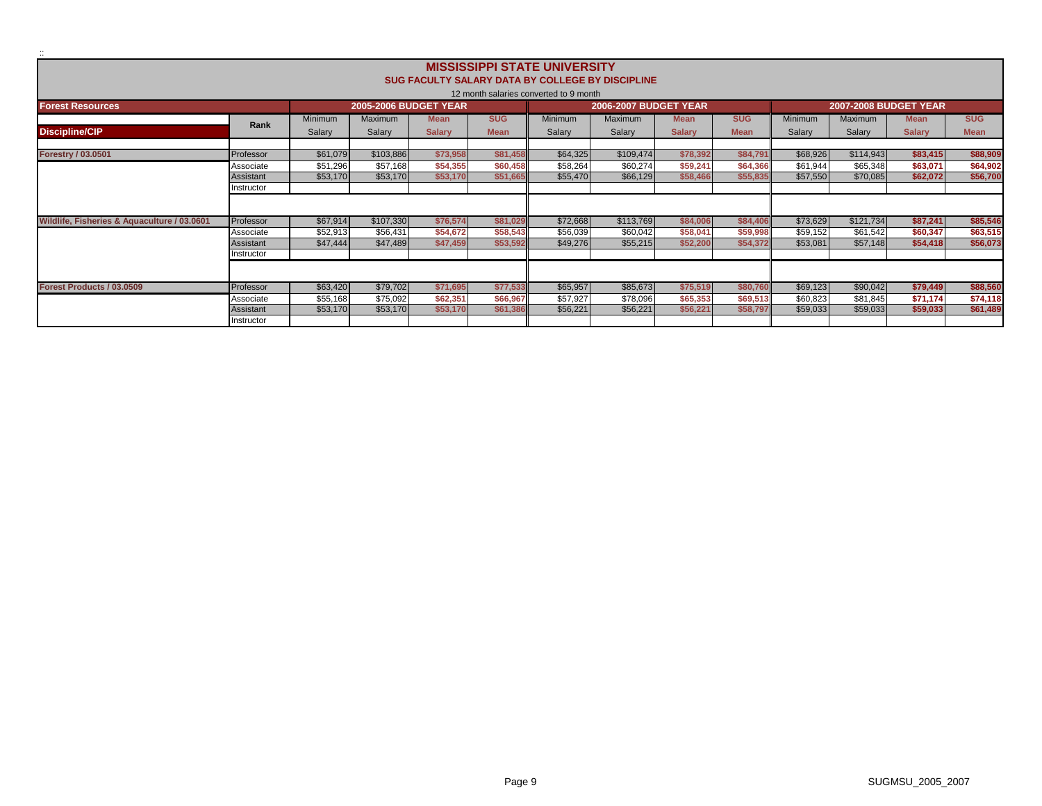# MISSISSIPPI STATE UNIVERSITY

## SUG FACULTY SALARY DATA BY COLLEGE BY DISCIPLINE

12 month salaries converted to 9 month

| Forest Resources | | 2005-2006 BUDGET YEAR | | | | 2006-2007 BUDGET YEAR | | | | 2007-2008 BUDGET YEAR | | | |
|---|---|---|---|---|---|---|---|---|---|---|---|---|---|
| Discipline/CIP | Rank | Minimum Salary | Maximum Salary | Mean Salary | SUG Mean | Minimum Salary | Maximum Salary | Mean Salary | SUG Mean | Minimum Salary | Maximum Salary | Mean Salary | SUG Mean |
| Forestry / 03.0501 | Professor | $61,079 | $103,886 | $73,958 | $81,458 | $64,325 | $109,474 | $78,392 | $84,791 | $68,926 | $114,943 | $83,415 | $88,909 |
| | Associate | $51,296 | $57,168 | $54,355 | $60,458 | $58,264 | $60,274 | $59,241 | $64,366 | $61,944 | $65,348 | $63,071 | $64,902 |
| | Assistant | $53,170 | $53,170 | $53,170 | $51,665 | $55,470 | $66,129 | $58,466 | $55,835 | $57,550 | $70,085 | $62,072 | $56,700 |
| | Instructor | | | | | | | | | | | | |
| Wildlife, Fisheries & Aquaculture / 03.0601 | Professor | $67,914 | $107,330 | $76,574 | $81,029 | $72,668 | $113,769 | $84,006 | $84,406 | $73,629 | $121,734 | $87,241 | $85,546 |
| | Associate | $52,913 | $56,431 | $54,672 | $58,543 | $56,039 | $60,042 | $58,041 | $59,998 | $59,152 | $61,542 | $60,347 | $63,515 |
| | Assistant | $47,444 | $47,489 | $47,459 | $53,592 | $49,276 | $55,215 | $52,200 | $54,372 | $53,081 | $57,148 | $54,418 | $56,073 |
| | Instructor | | | | | | | | | | | | |
| Forest Products / 03.0509 | Professor | $63,420 | $79,702 | $71,695 | $77,533 | $65,957 | $85,673 | $75,519 | $80,760 | $69,123 | $90,042 | $79,449 | $88,560 |
| | Associate | $55,168 | $75,092 | $62,351 | $66,967 | $57,927 | $78,096 | $65,353 | $69,513 | $60,823 | $81,845 | $71,174 | $74,118 |
| | Assistant | $53,170 | $53,170 | $53,170 | $61,386 | $56,221 | $56,221 | $56,221 | $58,797 | $59,033 | $59,033 | $59,033 | $61,489 |
| | Instructor | | | | | | | | | | | | |

SUGMSU_2005_2007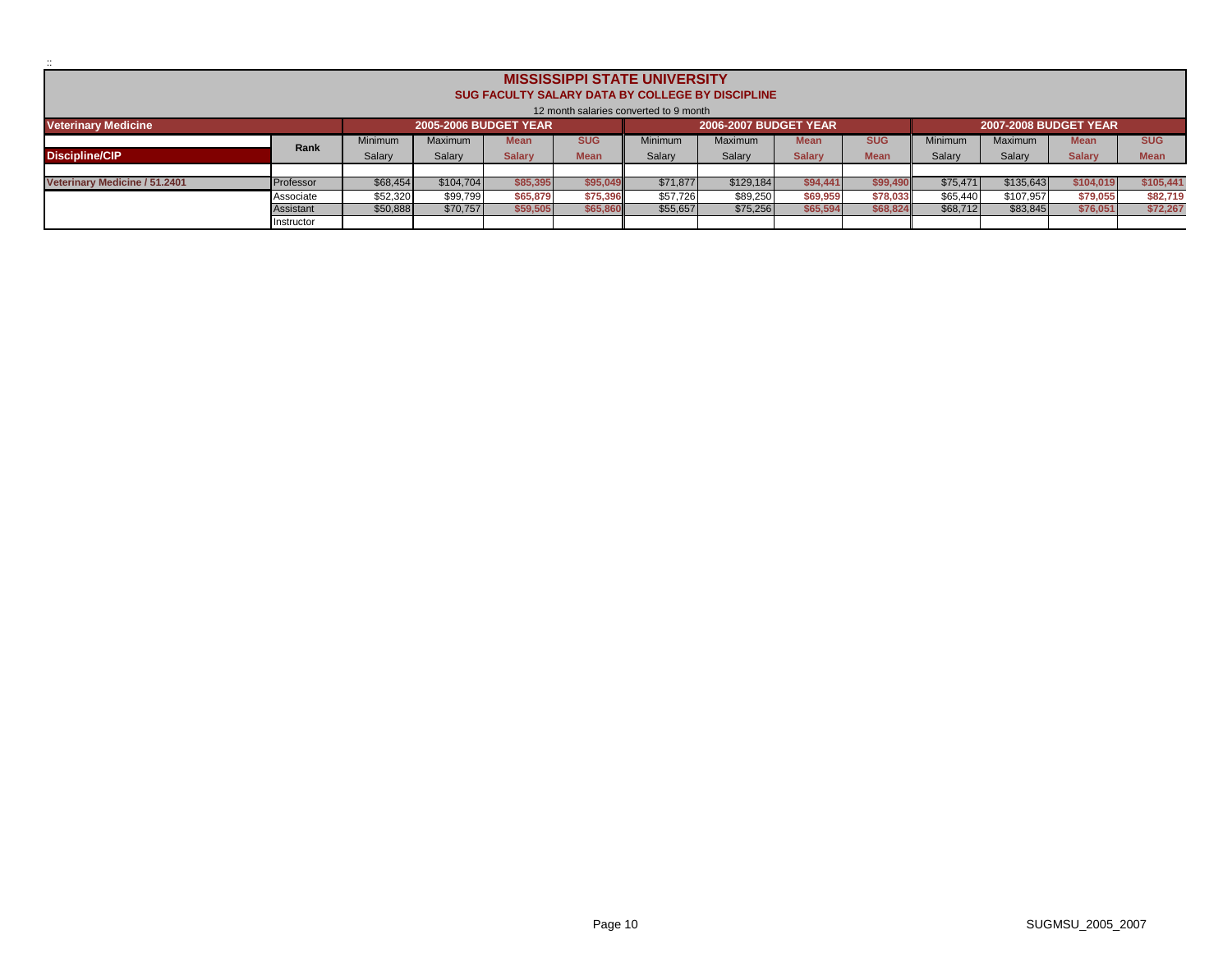# MISSISSIPPI STATE UNIVERSITY

## SUG FACULTY SALARY DATA BY COLLEGE BY DISCIPLINE

12 month salaries converted to 9 month

| Veterinary Medicine | | 2005-2006 BUDGET YEAR | | | | 2006-2007 BUDGET YEAR | | | | 2007-2008 BUDGET YEAR | | | |
|---|---|---|---|---|---|---|---|---|---|---|---|---|---|
| Discipline/CIP | Rank | Minimum Salary | Maximum Salary | Mean Salary | SUG Mean | Minimum Salary | Maximum Salary | Mean Salary | SUG Mean | Minimum Salary | Maximum Salary | Mean Salary | SUG Mean |
| Veterinary Medicine / 51.2401 | Professor | $68,454 | $104,704 | $85,395 | $95,049 | $71,877 | $129,184 | $94,441 | $99,490 | $75,471 | $135,643 | $104,019 | $105,441 |
| | Associate | $52,320 | $99,799 | $65,879 | $75,396 | $57,726 | $89,250 | $69,959 | $78,033 | $65,440 | $107,957 | $79,055 | $82,719 |
| | Assistant | $50,888 | $70,757 | $59,505 | $65,860 | $55,657 | $75,256 | $65,594 | $68,824 | $68,712 | $83,845 | $76,051 | $72,267 |
| | Instructor | | | | | | | | | | | | |

SUGMSU_2005_2007